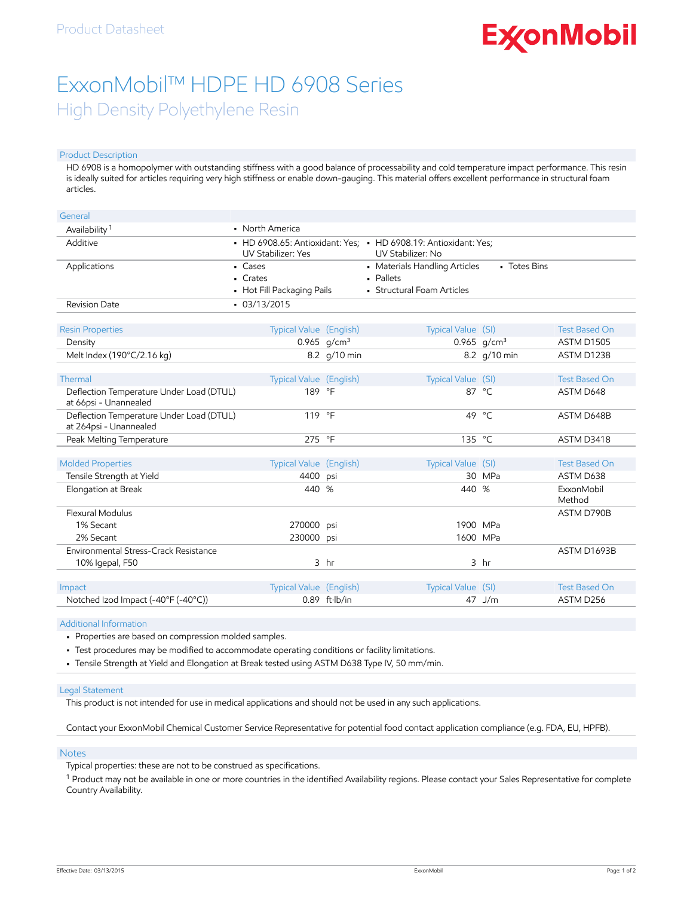Product Datasheet

ExxonMobil

# ExxonMobil™ HDPE HD 6908 Series

## High Density Polyethylene Resin

### Product Description

HD 6908 is a homopolymer with outstanding stiffness with a good balance of processability and cold temperature impact performance. This resin is ideally suited for articles requiring very high stiffness or enable down-gauging. This material offers excellent performance in structural foam articles.

| General | | | |
|---|---|---|---|
| Availability [1] | • North America | | |
| Additive | • HD 6908.65: Antioxidant: Yes; UV Stabilizer: Yes | • HD 6908.19: Antioxidant: Yes; UV Stabilizer: No | |
| Applications | • Cases<br>• Crates<br>• Hot Fill Packaging Pails | • Materials Handling Articles<br>• Pallets<br>• Structural Foam Articles | • Totes Bins |
| Revision Date | • 03/13/2015 | | |

| Resin Properties | Typical Value (English) | Typical Value (SI) | Test Based On |
|---|---|---|---|
| Density | 0.965 g/cm³ | 0.965 g/cm³ | ASTM D1505 |
| Melt Index (190°C/2.16 kg) | 8.2 g/10 min | 8.2 g/10 min | ASTM D1238 |

| Thermal | Typical Value (English) | Typical Value (SI) | Test Based On |
|---|---|---|---|
| Deflection Temperature Under Load (DTUL) at 66psi - Unannealed | 189 °F | 87 °C | ASTM D648 |
| Deflection Temperature Under Load (DTUL) at 264psi - Unannealed | 119 °F | 49 °C | ASTM D648B |
| Peak Melting Temperature | 275 °F | 135 °C | ASTM D3418 |

| Molded Properties | Typical Value (English) | Typical Value (SI) | Test Based On |
|---|---|---|---|
| Tensile Strength at Yield | 4400 psi | 30 MPa | ASTM D638 |
| Elongation at Break | 440 % | 440 % | ExxonMobil Method |
| Flexural Modulus | | | ASTM D790B |
| 1% Secant | 270000 psi | 1900 MPa | |
| 2% Secant | 230000 psi | 1600 MPa | |
| Environmental Stress-Crack Resistance | | | ASTM D1693B |
| 10% Igepal, F50 | 3 hr | 3 hr | |

| Impact | Typical Value (English) | Typical Value (SI) | Test Based On |
|---|---|---|---|
| Notched Izod Impact (-40°F (-40°C)) | 0.89 ft·lb/in | 47 J/m | ASTM D256 |

### Additional Information

- Properties are based on compression molded samples.
- Test procedures may be modified to accommodate operating conditions or facility limitations.
- Tensile Strength at Yield and Elongation at Break tested using ASTM D638 Type IV, 50 mm/min.

### Legal Statement

This product is not intended for use in medical applications and should not be used in any such applications.

Contact your ExxonMobil Chemical Customer Service Representative for potential food contact application compliance (e.g. FDA, EU, HPFB).

### Notes

Typical properties: these are not to be construed as specifications.

[1] Product may not be available in one or more countries in the identified Availability regions. Please contact your Sales Representative for complete Country Availability.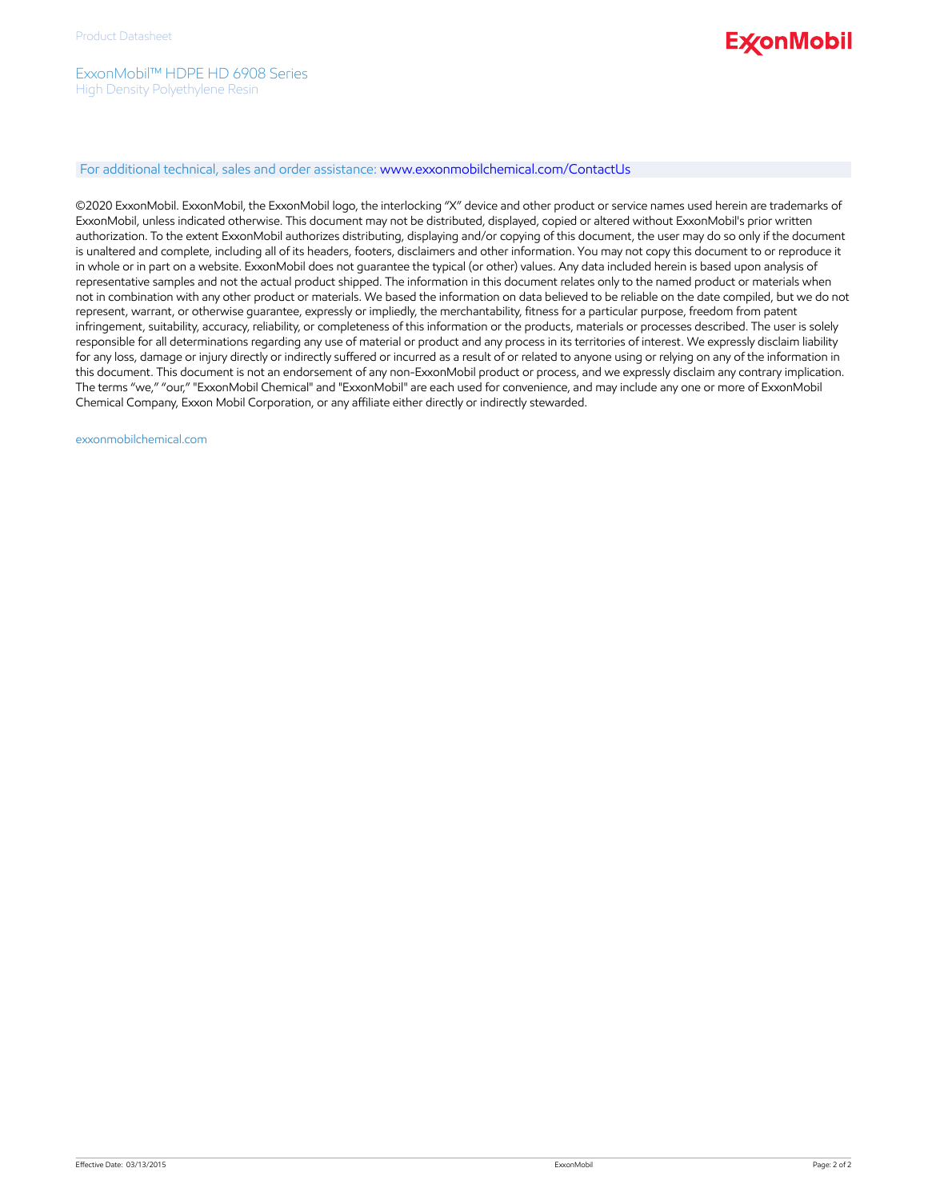For additional technical, sales and order assistance: www.exxonmobilchemical.com/ContactUs

©2020 ExxonMobil. ExxonMobil, the ExxonMobil logo, the interlocking "X" device and other product or service names used herein are trademarks of ExxonMobil, unless indicated otherwise. This document may not be distributed, displayed, copied or altered without ExxonMobil's prior written authorization. To the extent ExxonMobil authorizes distributing, displaying and/or copying of this document, the user may do so only if the document is unaltered and complete, including all of its headers, footers, disclaimers and other information. You may not copy this document to or reproduce it in whole or in part on a website. ExxonMobil does not guarantee the typical (or other) values. Any data included herein is based upon analysis of representative samples and not the actual product shipped. The information in this document relates only to the named product or materials when not in combination with any other product or materials. We based the information on data believed to be reliable on the date compiled, but we do not represent, warrant, or otherwise guarantee, expressly or impliedly, the merchantability, fitness for a particular purpose, freedom from patent infringement, suitability, accuracy, reliability, or completeness of this information or the products, materials or processes described. The user is solely responsible for all determinations regarding any use of material or product and any process in its territories of interest. We expressly disclaim liability for any loss, damage or injury directly or indirectly suffered or incurred as a result of or related to anyone using or relying on any of the information in this document. This document is not an endorsement of any non-ExxonMobil product or process, and we expressly disclaim any contrary implication. The terms "we," "our," "ExxonMobil Chemical" and "ExxonMobil" are each used for convenience, and may include any one or more of ExxonMobil Chemical Company, Exxon Mobil Corporation, or any affiliate either directly or indirectly stewarded.

exxonmobilchemical.com